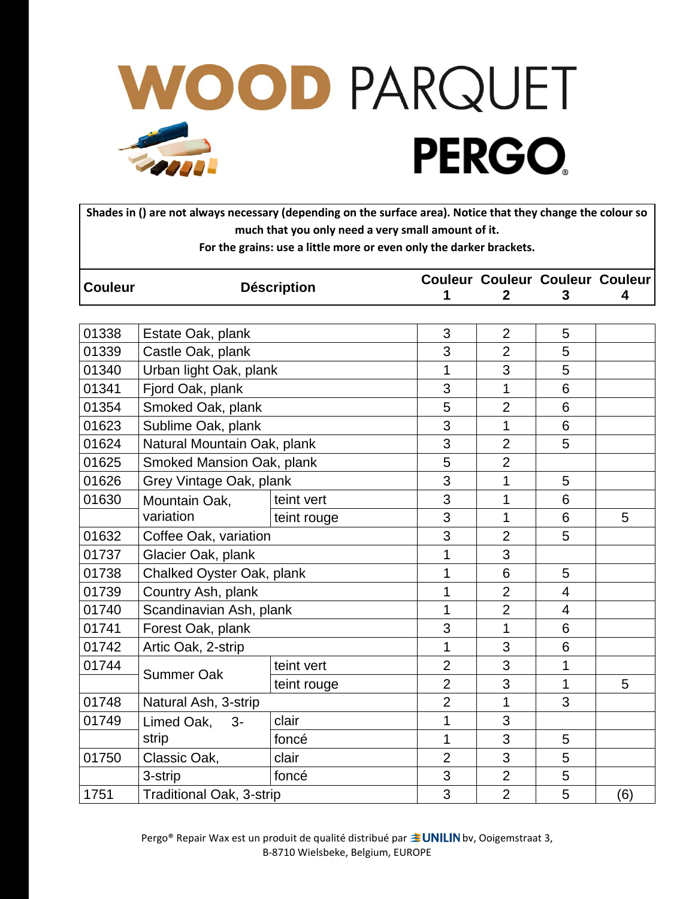# WOOD PARQUET

# PERGO

**Shades in () are not always necessary (depending on the surface area). Notice that they change the colour so much that you only need a very small amount of it.**
**For the grains: use a little more or even only the darker brackets.**

| Couleur | Déscription | | Couleur 1 | Couleur 2 | Couleur 3 | Couleur 4 |
|---|---|---|---|---|---|---|
| 01338 | Estate Oak, plank | | 3 | 2 | 5 | |
| 01339 | Castle Oak, plank | | 3 | 2 | 5 | |
| 01340 | Urban light Oak, plank | | 1 | 3 | 5 | |
| 01341 | Fjord Oak, plank | | 3 | 1 | 6 | |
| 01354 | Smoked Oak, plank | | 5 | 2 | 6 | |
| 01623 | Sublime Oak, plank | | 3 | 1 | 6 | |
| 01624 | Natural Mountain Oak, plank | | 3 | 2 | 5 | |
| 01625 | Smoked Mansion Oak, plank | | 5 | 2 | | |
| 01626 | Grey Vintage Oak, plank | | 3 | 1 | 5 | |
| 01630 | Mountain Oak, variation | teint vert | 3 | 1 | 6 | |
| | | teint rouge | 3 | 1 | 6 | 5 |
| 01632 | Coffee Oak, variation | | 3 | 2 | 5 | |
| 01737 | Glacier Oak, plank | | 1 | 3 | | |
| 01738 | Chalked Oyster Oak, plank | | 1 | 6 | 5 | |
| 01739 | Country Ash, plank | | 1 | 2 | 4 | |
| 01740 | Scandinavian Ash, plank | | 1 | 2 | 4 | |
| 01741 | Forest Oak, plank | | 3 | 1 | 6 | |
| 01742 | Artic Oak, 2-strip | | 1 | 3 | 6 | |
| 01744 | Summer Oak | teint vert | 2 | 3 | 1 | |
| | | teint rouge | 2 | 3 | 1 | 5 |
| 01748 | Natural Ash, 3-strip | | 2 | 1 | 3 | |
| 01749 | Limed Oak, 3-strip | clair | 1 | 3 | | |
| | | foncé | 1 | 3 | 5 | |
| 01750 | Classic Oak, 3-strip | clair | 2 | 3 | 5 | |
| | | foncé | 3 | 2 | 5 | |
| 1751 | Traditional Oak, 3-strip | | 3 | 2 | 5 | (6) |

Pergo® Repair Wax est un produit de qualité distribué par UNILIN bv, Ooigemstraat 3, B-8710 Wielsbeke, Belgium, EUROPE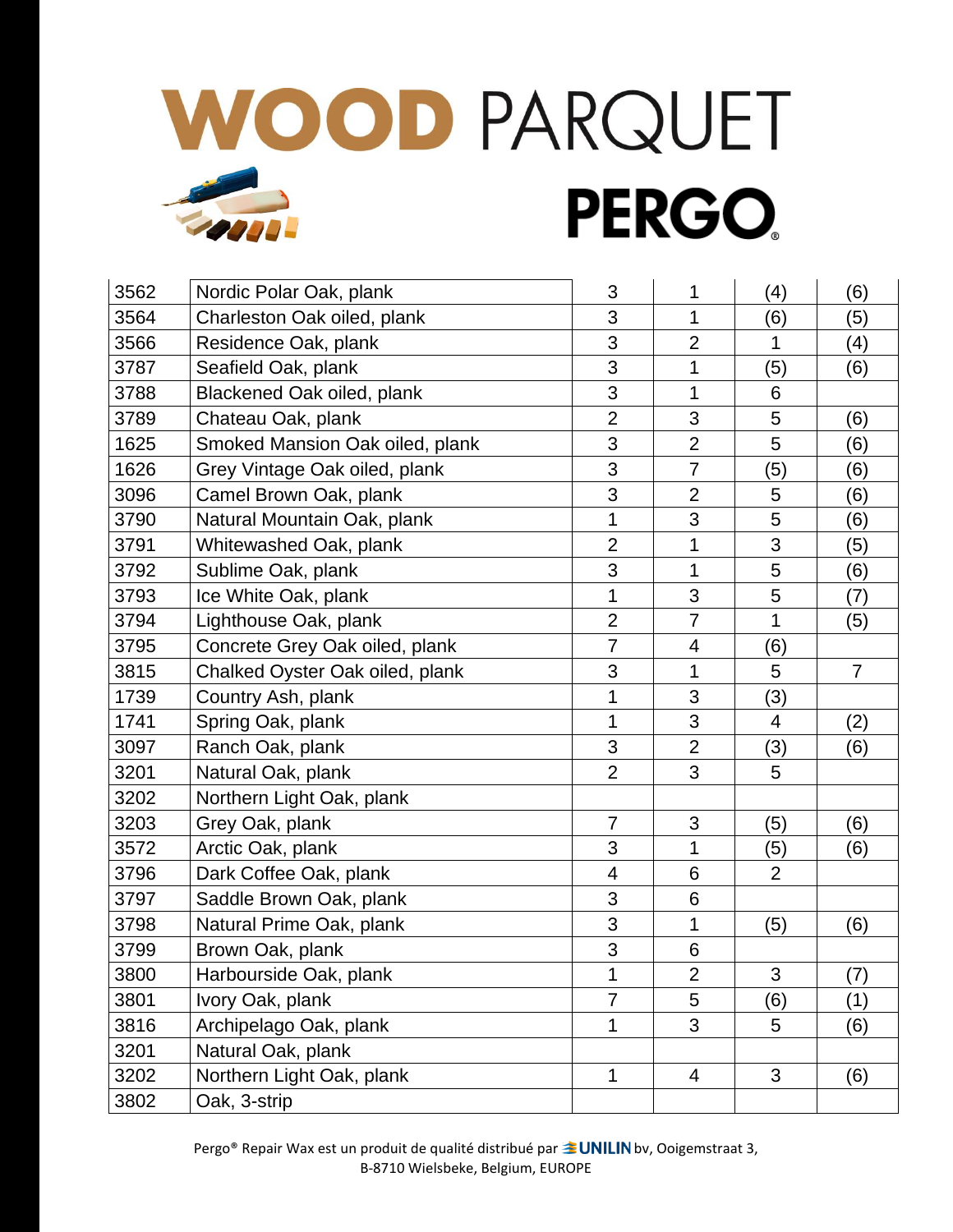# WOOD PARQUET

# PERGO

| | | | | | |
|---|---|---|---|---|---|
| 3562 | Nordic Polar Oak, plank | 3 | 1 | (4) | (6) |
| 3564 | Charleston Oak oiled, plank | 3 | 1 | (6) | (5) |
| 3566 | Residence Oak, plank | 3 | 2 | 1 | (4) |
| 3787 | Seafield Oak, plank | 3 | 1 | (5) | (6) |
| 3788 | Blackened Oak oiled, plank | 3 | 1 | 6 | |
| 3789 | Chateau Oak, plank | 2 | 3 | 5 | (6) |
| 1625 | Smoked Mansion Oak oiled, plank | 3 | 2 | 5 | (6) |
| 1626 | Grey Vintage Oak oiled, plank | 3 | 7 | (5) | (6) |
| 3096 | Camel Brown Oak, plank | 3 | 2 | 5 | (6) |
| 3790 | Natural Mountain Oak, plank | 1 | 3 | 5 | (6) |
| 3791 | Whitewashed Oak, plank | 2 | 1 | 3 | (5) |
| 3792 | Sublime Oak, plank | 3 | 1 | 5 | (6) |
| 3793 | Ice White Oak, plank | 1 | 3 | 5 | (7) |
| 3794 | Lighthouse Oak, plank | 2 | 7 | 1 | (5) |
| 3795 | Concrete Grey Oak oiled, plank | 7 | 4 | (6) | |
| 3815 | Chalked Oyster Oak oiled, plank | 3 | 1 | 5 | 7 |
| 1739 | Country Ash, plank | 1 | 3 | (3) | |
| 1741 | Spring Oak, plank | 1 | 3 | 4 | (2) |
| 3097 | Ranch Oak, plank | 3 | 2 | (3) | (6) |
| 3201 | Natural Oak, plank | 2 | 3 | 5 | |
| 3202 | Northern Light Oak, plank | | | | |
| 3203 | Grey Oak, plank | 7 | 3 | (5) | (6) |
| 3572 | Arctic Oak, plank | 3 | 1 | (5) | (6) |
| 3796 | Dark Coffee Oak, plank | 4 | 6 | 2 | |
| 3797 | Saddle Brown Oak, plank | 3 | 6 | | |
| 3798 | Natural Prime Oak, plank | 3 | 1 | (5) | (6) |
| 3799 | Brown Oak, plank | 3 | 6 | | |
| 3800 | Harbourside Oak, plank | 1 | 2 | 3 | (7) |
| 3801 | Ivory Oak, plank | 7 | 5 | (6) | (1) |
| 3816 | Archipelago Oak, plank | 1 | 3 | 5 | (6) |
| 3201 | Natural Oak, plank | | | | |
| 3202 | Northern Light Oak, plank | 1 | 4 | 3 | (6) |
| 3802 | Oak, 3-strip | | | | |

Pergo® Repair Wax est un produit de qualité distribué par UNILIN bv, Ooigemstraat 3, B-8710 Wielsbeke, Belgium, EUROPE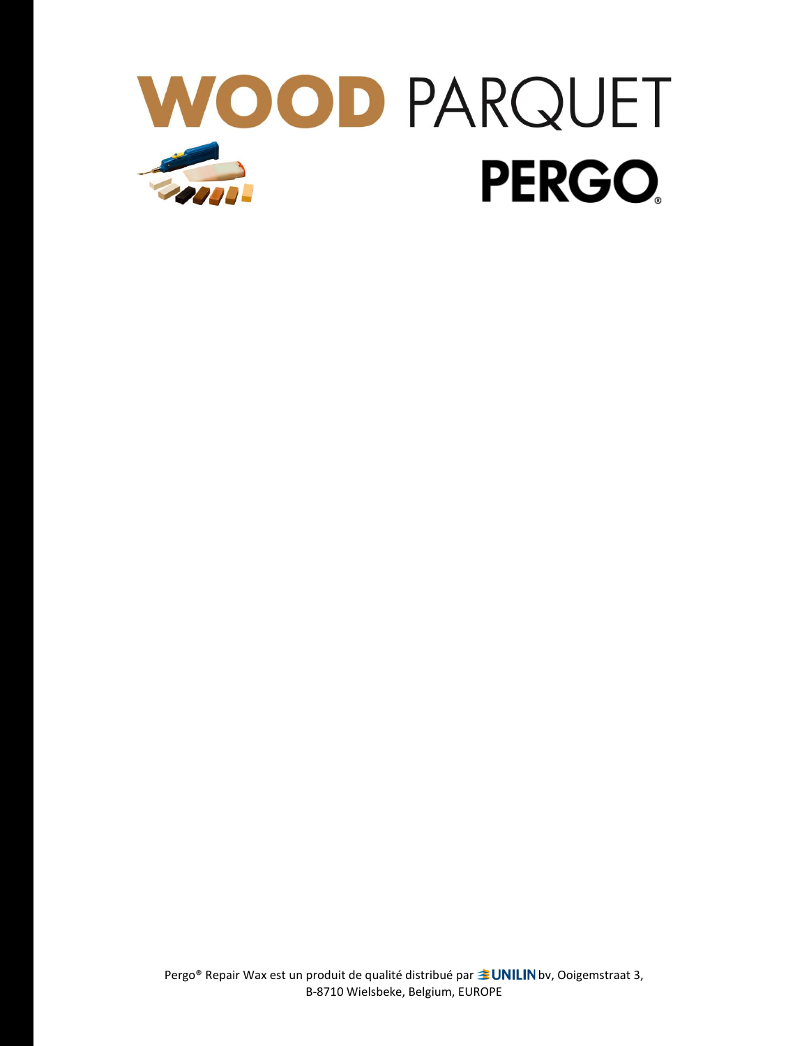# WOOD PARQUET

PERGO®

Pergo® Repair Wax est un produit de qualité distribué par UNILIN bv, Ooigemstraat 3, B-8710 Wielsbeke, Belgium, EUROPE